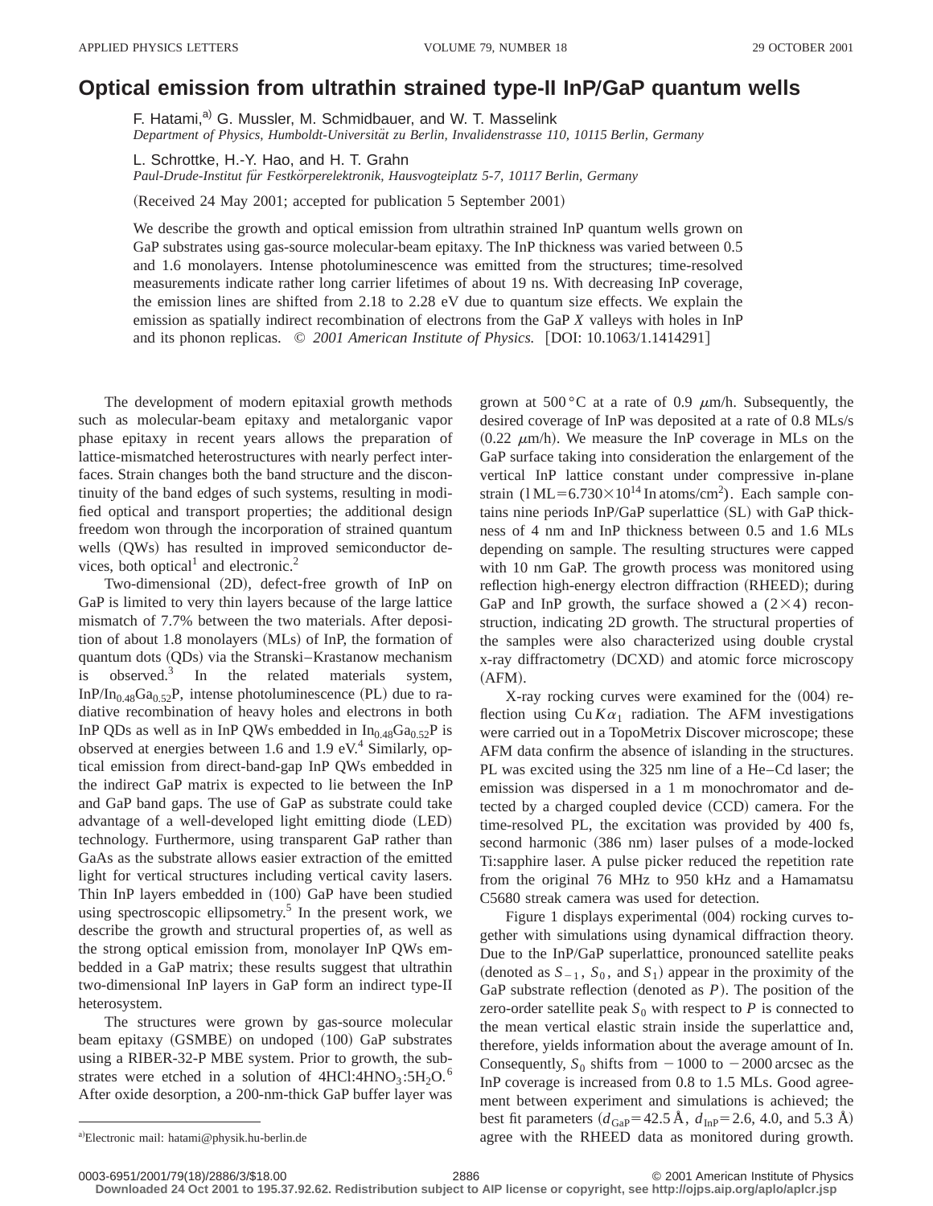# Optical emission from ultrathin strained type-II InP/GaP quantum wells

F. Hatami,[a] G. Mussler, M. Schmidbauer, and W. T. Masselink
*Department of Physics, Humboldt-Universität zu Berlin, Invalidenstrasse 110, 10115 Berlin, Germany*

L. Schrottke, H.-Y. Hao, and H. T. Grahn
*Paul-Drude-Institut für Festkörperelektronik, Hausvogteiplatz 5-7, 10117 Berlin, Germany*

(Received 24 May 2001; accepted for publication 5 September 2001)

We describe the growth and optical emission from ultrathin strained InP quantum wells grown on GaP substrates using gas-source molecular-beam epitaxy. The InP thickness was varied between 0.5 and 1.6 monolayers. Intense photoluminescence was emitted from the structures; time-resolved measurements indicate rather long carrier lifetimes of about 19 ns. With decreasing InP coverage, the emission lines are shifted from 2.18 to 2.28 eV due to quantum size effects. We explain the emission as spatially indirect recombination of electrons from the GaP *X* valleys with holes in InP and its phonon replicas. © *2001 American Institute of Physics.* [DOI: 10.1063/1.1414291]

The development of modern epitaxial growth methods such as molecular-beam epitaxy and metalorganic vapor phase epitaxy in recent years allows the preparation of lattice-mismatched heterostructures with nearly perfect interfaces. Strain changes both the band structure and the discontinuity of the band edges of such systems, resulting in modified optical and transport properties; the additional design freedom won through the incorporation of strained quantum wells (QWs) has resulted in improved semiconductor devices, both optical[1] and electronic.[2]

Two-dimensional (2D), defect-free growth of InP on GaP is limited to very thin layers because of the large lattice mismatch of 7.7% between the two materials. After deposition of about 1.8 monolayers (MLs) of InP, the formation of quantum dots (QDs) via the Stranski–Krastanow mechanism is observed.[3] In the related materials system, $InP/In_{0.48}Ga_{0.52}P$, intense photoluminescence (PL) due to radiative recombination of heavy holes and electrons in both InP QDs as well as in InP QWs embedded in $In_{0.48}Ga_{0.52}P$ is observed at energies between 1.6 and 1.9 eV.[4] Similarly, optical emission from direct-band-gap InP QWs embedded in the indirect GaP matrix is expected to lie between the InP and GaP band gaps. The use of GaP as substrate could take advantage of a well-developed light emitting diode (LED) technology. Furthermore, using transparent GaP rather than GaAs as the substrate allows easier extraction of the emitted light for vertical structures including vertical cavity lasers. Thin InP layers embedded in (100) GaP have been studied using spectroscopic ellipsometry.[5] In the present work, we describe the growth and structural properties of, as well as the strong optical emission from, monolayer InP QWs embedded in a GaP matrix; these results suggest that ultrathin two-dimensional InP layers in GaP form an indirect type-II heterosystem.

The structures were grown by gas-source molecular beam epitaxy (GSMBE) on undoped (100) GaP substrates using a RIBER-32-P MBE system. Prior to growth, the substrates were etched in a solution of $4HCl:4HNO_3:5H_2O$.[6] After oxide desorption, a 200-nm-thick GaP buffer layer was grown at 500 °C at a rate of 0.9 μm/h. Subsequently, the desired coverage of InP was deposited at a rate of 0.8 MLs/s (0.22 μm/h). We measure the InP coverage in MLs on the GaP surface taking into consideration the enlargement of the vertical InP lattice constant under compressive in-plane strain ($1\,\mathrm{ML}=6.730\times10^{14}$ In atoms/cm$^2$). Each sample contains nine periods InP/GaP superlattice (SL) with GaP thickness of 4 nm and InP thickness between 0.5 and 1.6 MLs depending on sample. The resulting structures were capped with 10 nm GaP. The growth process was monitored using reflection high-energy electron diffraction (RHEED); during GaP and InP growth, the surface showed a (2×4) reconstruction, indicating 2D growth. The structural properties of the samples were also characterized using double crystal x-ray diffractometry (DCXD) and atomic force microscopy (AFM).

X-ray rocking curves were examined for the (004) reflection using Cu $K\alpha_1$ radiation. The AFM investigations were carried out in a TopoMetrix Discover microscope; these AFM data confirm the absence of islanding in the structures. PL was excited using the 325 nm line of a He–Cd laser; the emission was dispersed in a 1 m monochromator and detected by a charged coupled device (CCD) camera. For the time-resolved PL, the excitation was provided by 400 fs, second harmonic (386 nm) laser pulses of a mode-locked Ti:sapphire laser. A pulse picker reduced the repetition rate from the original 76 MHz to 950 kHz and a Hamamatsu C5680 streak camera was used for detection.

Figure 1 displays experimental (004) rocking curves together with simulations using dynamical diffraction theory. Due to the InP/GaP superlattice, pronounced satellite peaks (denoted as $S_{-1}$, $S_0$, and $S_1$) appear in the proximity of the GaP substrate reflection (denoted as *P*). The position of the zero-order satellite peak $S_0$ with respect to *P* is connected to the mean vertical elastic strain inside the superlattice and, therefore, yields information about the average amount of In. Consequently, $S_0$ shifts from −1000 to −2000 arcsec as the InP coverage is increased from 0.8 to 1.5 MLs. Good agreement between experiment and simulations is achieved; the best fit parameters ($d_{GaP}=42.5$ Å, $d_{InP}=2.6$, 4.0, and 5.3 Å) agree with the RHEED data as monitored during growth.

[a] Electronic mail: hatami@physik.hu-berlin.de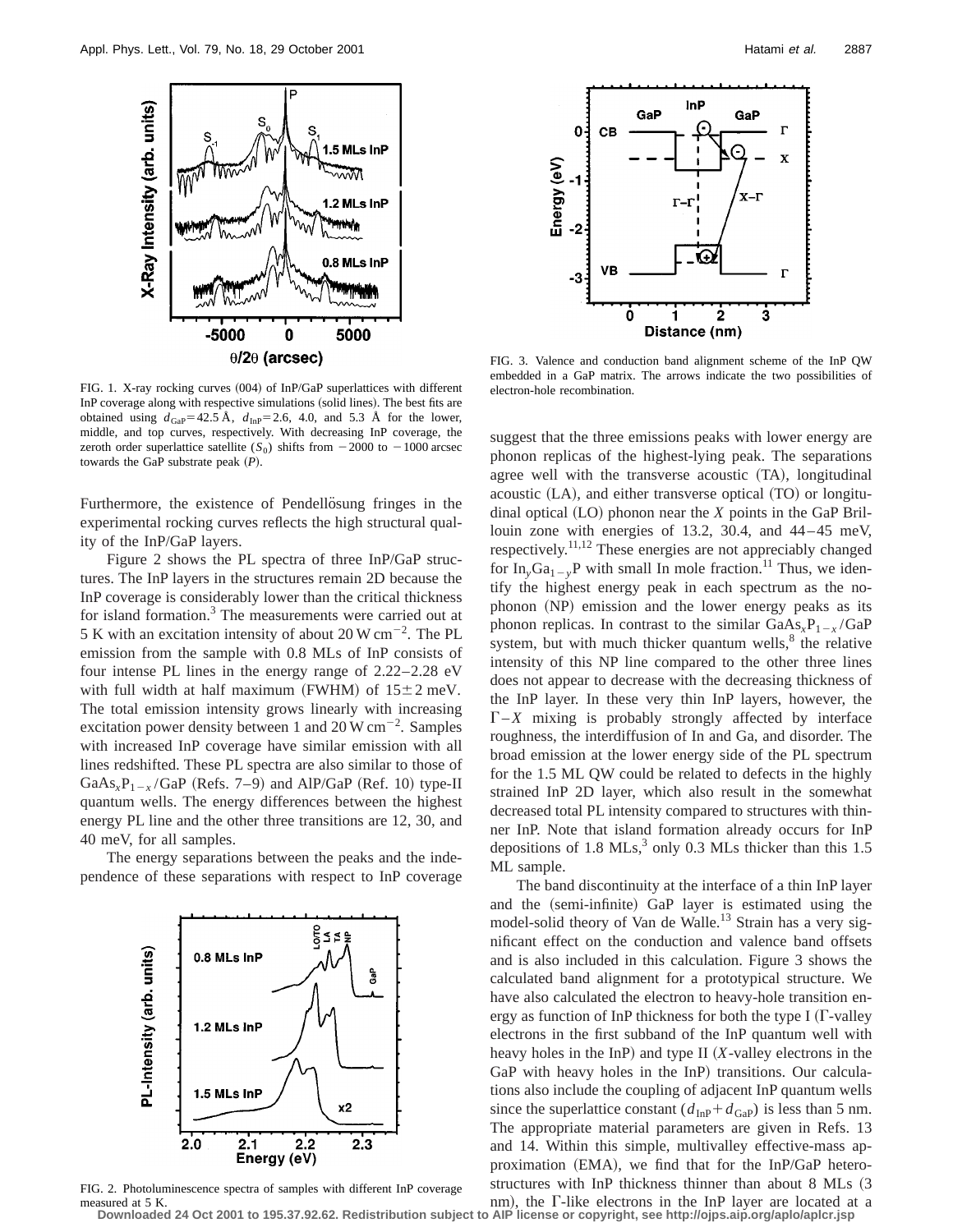FIG. 1. X-ray rocking curves (004) of InP/GaP superlattices with different InP coverage along with respective simulations (solid lines). The best fits are obtained using $d_{GaP}=42.5$ Å, $d_{InP}=2.6$, 4.0, and 5.3 Å for the lower, middle, and top curves, respectively. With decreasing InP coverage, the zeroth order superlattice satellite ($S_0$) shifts from −2000 to −1000 arcsec towards the GaP substrate peak ($P$).

Furthermore, the existence of Pendellösung fringes in the experimental rocking curves reflects the high structural quality of the InP/GaP layers.

Figure 2 shows the PL spectra of three InP/GaP structures. The InP layers in the structures remain 2D because the InP coverage is considerably lower than the critical thickness for island formation.[3] The measurements were carried out at 5 K with an excitation intensity of about 20 W cm$^{-2}$. The PL emission from the sample with 0.8 MLs of InP consists of four intense PL lines in the energy range of 2.22–2.28 eV with full width at half maximum (FWHM) of 15±2 meV. The total emission intensity grows linearly with increasing excitation power density between 1 and 20 W cm$^{-2}$. Samples with increased InP coverage have similar emission with all lines redshifted. These PL spectra are also similar to those of $GaAs_xP_{1-x}$/GaP (Refs. 7–9) and AlP/GaP (Ref. 10) type-II quantum wells. The energy differences between the highest energy PL line and the other three transitions are 12, 30, and 40 meV, for all samples.

The energy separations between the peaks and the independence of these separations with respect to InP coverage suggest that the three emissions peaks with lower energy are phonon replicas of the highest-lying peak. The separations agree well with the transverse acoustic (TA), longitudinal acoustic (LA), and either transverse optical (TO) or longitudinal optical (LO) phonon near the $X$ points in the GaP Brillouin zone with energies of 13.2, 30.4, and 44–45 meV, respectively.[11,12] These energies are not appreciably changed for $In_yGa_{1-y}P$ with small In mole fraction.[11] Thus, we identify the highest energy peak in each spectrum as the no-phonon (NP) emission and the lower energy peaks as its phonon replicas. In contrast to the similar $GaAs_xP_{1-x}$/GaP system, but with much thicker quantum wells,[8] the relative intensity of this NP line compared to the other three lines does not appear to decrease with the decreasing thickness of the InP layer. In these very thin InP layers, however, the $\Gamma - X$ mixing is probably strongly affected by interface roughness, the interdiffusion of In and Ga, and disorder. The broad emission at the lower energy side of the PL spectrum for the 1.5 ML QW could be related to defects in the highly strained InP 2D layer, which also result in the somewhat decreased total PL intensity compared to structures with thinner InP. Note that island formation already occurs for InP depositions of 1.8 MLs,[3] only 0.3 MLs thicker than this 1.5 ML sample.

FIG. 2. Photoluminescence spectra of samples with different InP coverage measured at 5 K.

FIG. 3. Valence and conduction band alignment scheme of the InP QW embedded in a GaP matrix. The arrows indicate the two possibilities of electron-hole recombination.

The band discontinuity at the interface of a thin InP layer and the (semi-infinite) GaP layer is estimated using the model-solid theory of Van de Walle.[13] Strain has a very significant effect on the conduction and valence band offsets and is also included in this calculation. Figure 3 shows the calculated band alignment for a prototypical structure. We have also calculated the electron to heavy-hole transition energy as function of InP thickness for both the type I ($\Gamma$-valley electrons in the first subband of the InP quantum well with heavy holes in the InP) and type II ($X$-valley electrons in the GaP with heavy holes in the InP) transitions. Our calculations also include the coupling of adjacent InP quantum wells since the superlattice constant ($d_{InP}+d_{GaP}$) is less than 5 nm. The appropriate material parameters are given in Refs. 13 and 14. Within this simple, multivalley effective-mass approximation (EMA), we find that for the InP/GaP heterostructures with InP thickness thinner than about 8 MLs (3 nm), the $\Gamma$-like electrons in the InP layer are located at a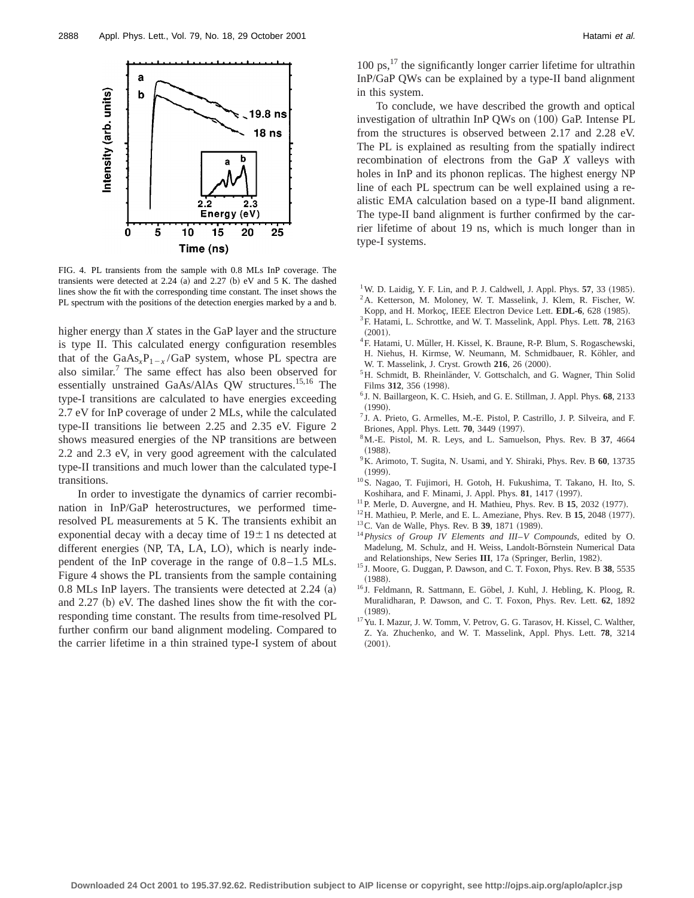a
b
19.8 ns
18 ns
Intensity (arb. units)
a b
2.2 2.3
Energy (eV)
0 5 10 15 20 25
Time (ns)

FIG. 4. PL transients from the sample with 0.8 MLs InP coverage. The transients were detected at 2.24 (a) and 2.27 (b) eV and 5 K. The dashed lines show the fit with the corresponding time constant. The inset shows the PL spectrum with the positions of the detection energies marked by a and b.

higher energy than *X* states in the GaP layer and the structure is type II. This calculated energy configuration resembles that of the $GaAs_xP_{1-x}$/GaP system, whose PL spectra are also similar.[7] The same effect has also been observed for essentially unstrained GaAs/AlAs QW structures.[15,16] The type-I transitions are calculated to have energies exceeding 2.7 eV for InP coverage of under 2 MLs, while the calculated type-II transitions lie between 2.25 and 2.35 eV. Figure 2 shows measured energies of the NP transitions are between 2.2 and 2.3 eV, in very good agreement with the calculated type-II transitions and much lower than the calculated type-I transitions.

In order to investigate the dynamics of carrier recombination in InP/GaP heterostructures, we performed time-resolved PL measurements at 5 K. The transients exhibit an exponential decay with a decay time of $19\pm1$ ns detected at different energies (NP, TA, LA, LO), which is nearly independent of the InP coverage in the range of 0.8–1.5 MLs. Figure 4 shows the PL transients from the sample containing 0.8 MLs InP layers. The transients were detected at 2.24 (a) and 2.27 (b) eV. The dashed lines show the fit with the corresponding time constant. The results from time-resolved PL further confirm our band alignment modeling. Compared to the carrier lifetime in a thin strained type-I system of about 100 ps,[17] the significantly longer carrier lifetime for ultrathin InP/GaP QWs can be explained by a type-II band alignment in this system.

To conclude, we have described the growth and optical investigation of ultrathin InP QWs on (100) GaP. Intense PL from the structures is observed between 2.17 and 2.28 eV. The PL is explained as resulting from the spatially indirect recombination of electrons from the GaP *X* valleys with holes in InP and its phonon replicas. The highest energy NP line of each PL spectrum can be well explained using a realistic EMA calculation based on a type-II band alignment. The type-II band alignment is further confirmed by the carrier lifetime of about 19 ns, which is much longer than in type-I systems.

[1] W. D. Laidig, Y. F. Lin, and P. J. Caldwell, J. Appl. Phys. **57**, 33 (1985).
[2] A. Ketterson, M. Moloney, W. T. Masselink, J. Klem, R. Fischer, W. Kopp, and H. Morkoç, IEEE Electron Device Lett. **EDL-6**, 628 (1985).
[3] F. Hatami, L. Schrottke, and W. T. Masselink, Appl. Phys. Lett. **78**, 2163 (2001).
[4] F. Hatami, U. Müller, H. Kissel, K. Braune, R-P. Blum, S. Rogaschewski, H. Niehus, H. Kirmse, W. Neumann, M. Schmidbauer, R. Köhler, and W. T. Masselink, J. Cryst. Growth **216**, 26 (2000).
[5] H. Schmidt, B. Rheinländer, V. Gottschalch, and G. Wagner, Thin Solid Films **312**, 356 (1998).
[6] J. N. Baillargeon, K. C. Hsieh, and G. E. Stillman, J. Appl. Phys. **68**, 2133 (1990).
[7] J. A. Prieto, G. Armelles, M.-E. Pistol, P. Castrillo, J. P. Silveira, and F. Briones, Appl. Phys. Lett. **70**, 3449 (1997).
[8] M.-E. Pistol, M. R. Leys, and L. Samuelson, Phys. Rev. B **37**, 4664 (1988).
[9] K. Arimoto, T. Sugita, N. Usami, and Y. Shiraki, Phys. Rev. B **60**, 13735 (1999).
[10] S. Nagao, T. Fujimori, H. Gotoh, H. Fukushima, T. Takano, H. Ito, S. Koshihara, and F. Minami, J. Appl. Phys. **81**, 1417 (1997).
[11] P. Merle, D. Auvergne, and H. Mathieu, Phys. Rev. B **15**, 2032 (1977).
[12] H. Mathieu, P. Merle, and E. L. Ameziane, Phys. Rev. B **15**, 2048 (1977).
[13] C. Van de Walle, Phys. Rev. B **39**, 1871 (1989).
[14] *Physics of Group IV Elements and III–V Compounds*, edited by O. Madelung, M. Schulz, and H. Weiss, Landolt-Börnstein Numerical Data and Relationships, New Series **III**, 17a (Springer, Berlin, 1982).
[15] J. Moore, G. Duggan, P. Dawson, and C. T. Foxon, Phys. Rev. B **38**, 5535 (1988).
[16] J. Feldmann, R. Sattmann, E. Göbel, J. Kuhl, J. Hebling, K. Ploog, R. Muralidharan, P. Dawson, and C. T. Foxon, Phys. Rev. Lett. **62**, 1892 (1989).
[17] Yu. I. Mazur, J. W. Tomm, V. Petrov, G. G. Tarasov, H. Kissel, C. Walther, Z. Ya. Zhuchenko, and W. T. Masselink, Appl. Phys. Lett. **78**, 3214 (2001).